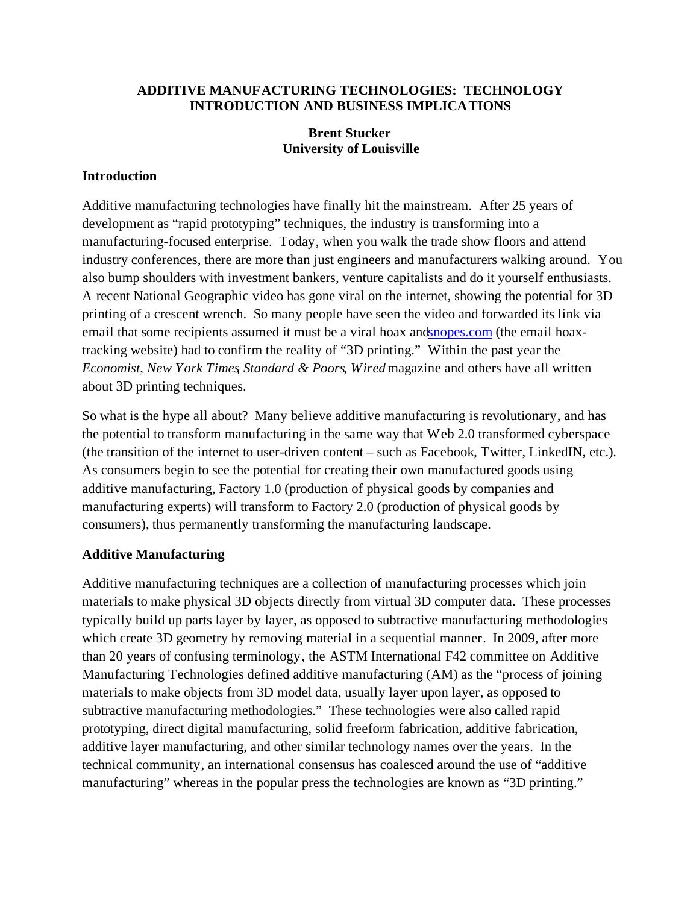# ADDITIVE MANUFACTURING TECHNOLOGIES: TECHNOLOGY INTRODUCTION AND BUSINESS IMPLICATIONS

**Brent Stucker**
**University of Louisville**

## Introduction

Additive manufacturing technologies have finally hit the mainstream. After 25 years of development as "rapid prototyping" techniques, the industry is transforming into a manufacturing-focused enterprise. Today, when you walk the trade show floors and attend industry conferences, there are more than just engineers and manufacturers walking around. You also bump shoulders with investment bankers, venture capitalists and do it yourself enthusiasts. A recent National Geographic video has gone viral on the internet, showing the potential for 3D printing of a crescent wrench. So many people have seen the video and forwarded its link via email that some recipients assumed it must be a viral hoax and snopes.com (the email hoax-tracking website) had to confirm the reality of "3D printing." Within the past year the *Economist*, *New York Times*, *Standard & Poors*, *Wired* magazine and others have all written about 3D printing techniques.

So what is the hype all about? Many believe additive manufacturing is revolutionary, and has the potential to transform manufacturing in the same way that Web 2.0 transformed cyberspace (the transition of the internet to user-driven content – such as Facebook, Twitter, LinkedIN, etc.). As consumers begin to see the potential for creating their own manufactured goods using additive manufacturing, Factory 1.0 (production of physical goods by companies and manufacturing experts) will transform to Factory 2.0 (production of physical goods by consumers), thus permanently transforming the manufacturing landscape.

## Additive Manufacturing

Additive manufacturing techniques are a collection of manufacturing processes which join materials to make physical 3D objects directly from virtual 3D computer data. These processes typically build up parts layer by layer, as opposed to subtractive manufacturing methodologies which create 3D geometry by removing material in a sequential manner. In 2009, after more than 20 years of confusing terminology, the ASTM International F42 committee on Additive Manufacturing Technologies defined additive manufacturing (AM) as the "process of joining materials to make objects from 3D model data, usually layer upon layer, as opposed to subtractive manufacturing methodologies." These technologies were also called rapid prototyping, direct digital manufacturing, solid freeform fabrication, additive fabrication, additive layer manufacturing, and other similar technology names over the years. In the technical community, an international consensus has coalesced around the use of "additive manufacturing" whereas in the popular press the technologies are known as "3D printing."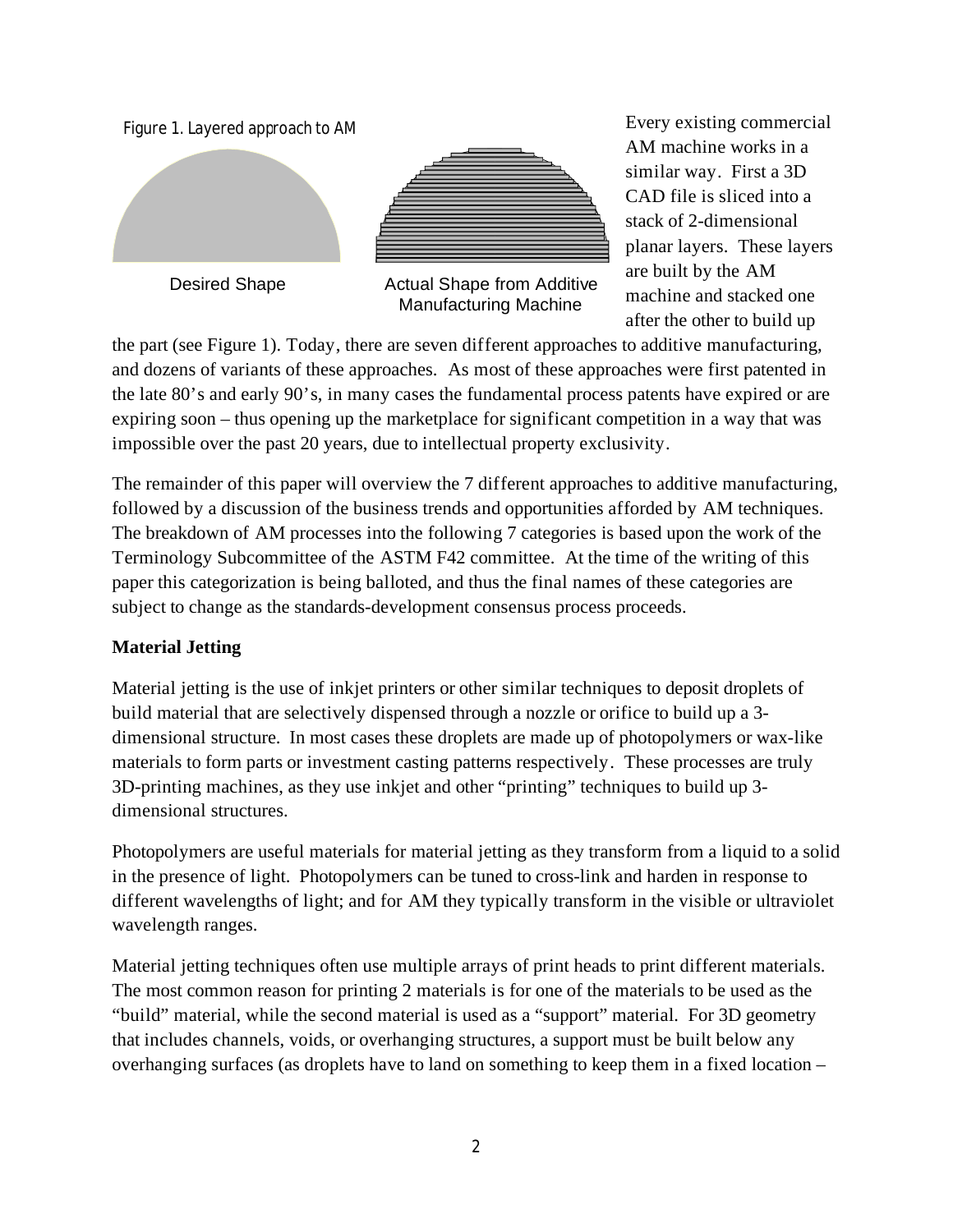Figure 1. Layered approach to AM

Desired Shape

Actual Shape from Additive Manufacturing Machine

Every existing commercial AM machine works in a similar way. First a 3D CAD file is sliced into a stack of 2-dimensional planar layers. These layers are built by the AM machine and stacked one after the other to build up the part (see Figure 1). Today, there are seven different approaches to additive manufacturing, and dozens of variants of these approaches. As most of these approaches were first patented in the late 80's and early 90's, in many cases the fundamental process patents have expired or are expiring soon – thus opening up the marketplace for significant competition in a way that was impossible over the past 20 years, due to intellectual property exclusivity.

The remainder of this paper will overview the 7 different approaches to additive manufacturing, followed by a discussion of the business trends and opportunities afforded by AM techniques. The breakdown of AM processes into the following 7 categories is based upon the work of the Terminology Subcommittee of the ASTM F42 committee. At the time of the writing of this paper this categorization is being balloted, and thus the final names of these categories are subject to change as the standards-development consensus process proceeds.

**Material Jetting**

Material jetting is the use of inkjet printers or other similar techniques to deposit droplets of build material that are selectively dispensed through a nozzle or orifice to build up a 3-dimensional structure. In most cases these droplets are made up of photopolymers or wax-like materials to form parts or investment casting patterns respectively. These processes are truly 3D-printing machines, as they use inkjet and other "printing" techniques to build up 3-dimensional structures.

Photopolymers are useful materials for material jetting as they transform from a liquid to a solid in the presence of light. Photopolymers can be tuned to cross-link and harden in response to different wavelengths of light; and for AM they typically transform in the visible or ultraviolet wavelength ranges.

Material jetting techniques often use multiple arrays of print heads to print different materials. The most common reason for printing 2 materials is for one of the materials to be used as the "build" material, while the second material is used as a "support" material. For 3D geometry that includes channels, voids, or overhanging structures, a support must be built below any overhanging surfaces (as droplets have to land on something to keep them in a fixed location –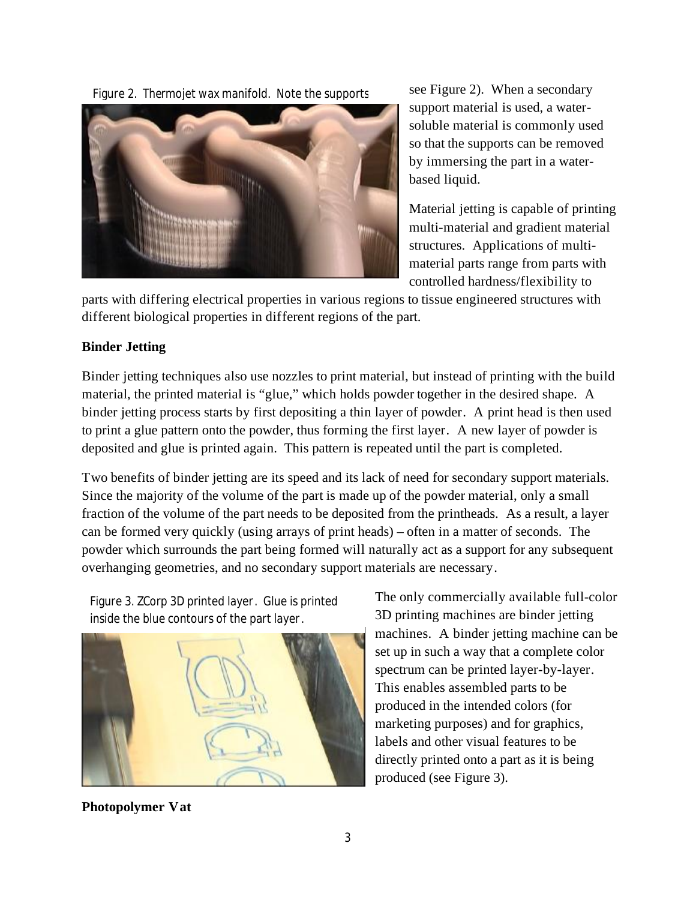Figure 2. Thermojet wax manifold. Note the supports

see Figure 2). When a secondary support material is used, a water-soluble material is commonly used so that the supports can be removed by immersing the part in a water-based liquid.

Material jetting is capable of printing multi-material and gradient material structures. Applications of multi-material parts range from parts with controlled hardness/flexibility to parts with differing electrical properties in various regions to tissue engineered structures with different biological properties in different regions of the part.

**Binder Jetting**

Binder jetting techniques also use nozzles to print material, but instead of printing with the build material, the printed material is "glue," which holds powder together in the desired shape. A binder jetting process starts by first depositing a thin layer of powder. A print head is then used to print a glue pattern onto the powder, thus forming the first layer. A new layer of powder is deposited and glue is printed again. This pattern is repeated until the part is completed.

Two benefits of binder jetting are its speed and its lack of need for secondary support materials. Since the majority of the volume of the part is made up of the powder material, only a small fraction of the volume of the part needs to be deposited from the printheads. As a result, a layer can be formed very quickly (using arrays of print heads) – often in a matter of seconds. The powder which surrounds the part being formed will naturally act as a support for any subsequent overhanging geometries, and no secondary support materials are necessary.

Figure 3. ZCorp 3D printed layer. Glue is printed inside the blue contours of the part layer.

The only commercially available full-color 3D printing machines are binder jetting machines. A binder jetting machine can be set up in such a way that a complete color spectrum can be printed layer-by-layer. This enables assembled parts to be produced in the intended colors (for marketing purposes) and for graphics, labels and other visual features to be directly printed onto a part as it is being produced (see Figure 3).

**Photopolymer Vat**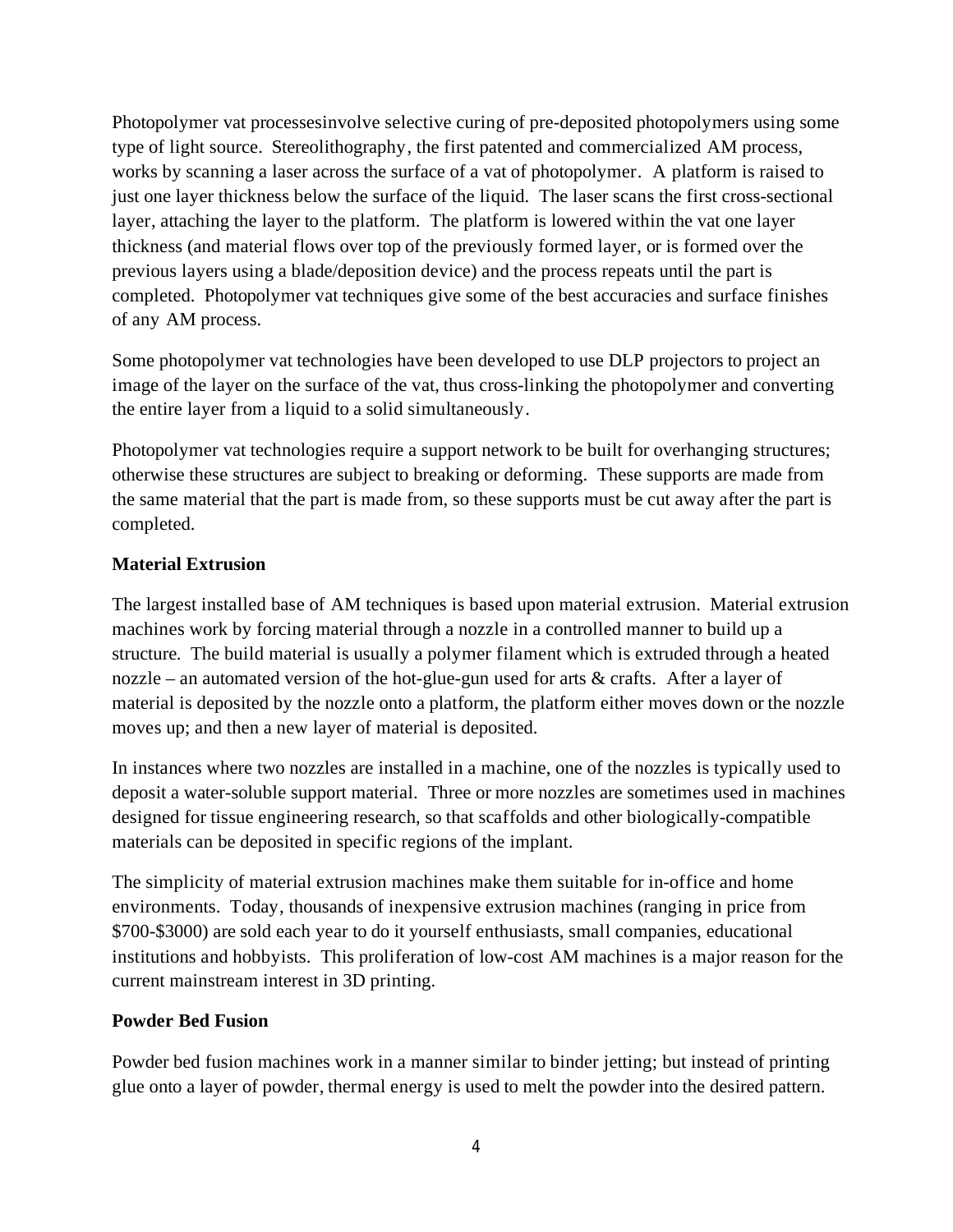Photopolymer vat processesinvolve selective curing of pre-deposited photopolymers using some type of light source. Stereolithography, the first patented and commercialized AM process, works by scanning a laser across the surface of a vat of photopolymer. A platform is raised to just one layer thickness below the surface of the liquid. The laser scans the first cross-sectional layer, attaching the layer to the platform. The platform is lowered within the vat one layer thickness (and material flows over top of the previously formed layer, or is formed over the previous layers using a blade/deposition device) and the process repeats until the part is completed. Photopolymer vat techniques give some of the best accuracies and surface finishes of any AM process.

Some photopolymer vat technologies have been developed to use DLP projectors to project an image of the layer on the surface of the vat, thus cross-linking the photopolymer and converting the entire layer from a liquid to a solid simultaneously.

Photopolymer vat technologies require a support network to be built for overhanging structures; otherwise these structures are subject to breaking or deforming. These supports are made from the same material that the part is made from, so these supports must be cut away after the part is completed.

**Material Extrusion**

The largest installed base of AM techniques is based upon material extrusion. Material extrusion machines work by forcing material through a nozzle in a controlled manner to build up a structure. The build material is usually a polymer filament which is extruded through a heated nozzle – an automated version of the hot-glue-gun used for arts & crafts. After a layer of material is deposited by the nozzle onto a platform, the platform either moves down or the nozzle moves up; and then a new layer of material is deposited.

In instances where two nozzles are installed in a machine, one of the nozzles is typically used to deposit a water-soluble support material. Three or more nozzles are sometimes used in machines designed for tissue engineering research, so that scaffolds and other biologically-compatible materials can be deposited in specific regions of the implant.

The simplicity of material extrusion machines make them suitable for in-office and home environments. Today, thousands of inexpensive extrusion machines (ranging in price from $700-$3000) are sold each year to do it yourself enthusiasts, small companies, educational institutions and hobbyists. This proliferation of low-cost AM machines is a major reason for the current mainstream interest in 3D printing.

**Powder Bed Fusion**

Powder bed fusion machines work in a manner similar to binder jetting; but instead of printing glue onto a layer of powder, thermal energy is used to melt the powder into the desired pattern.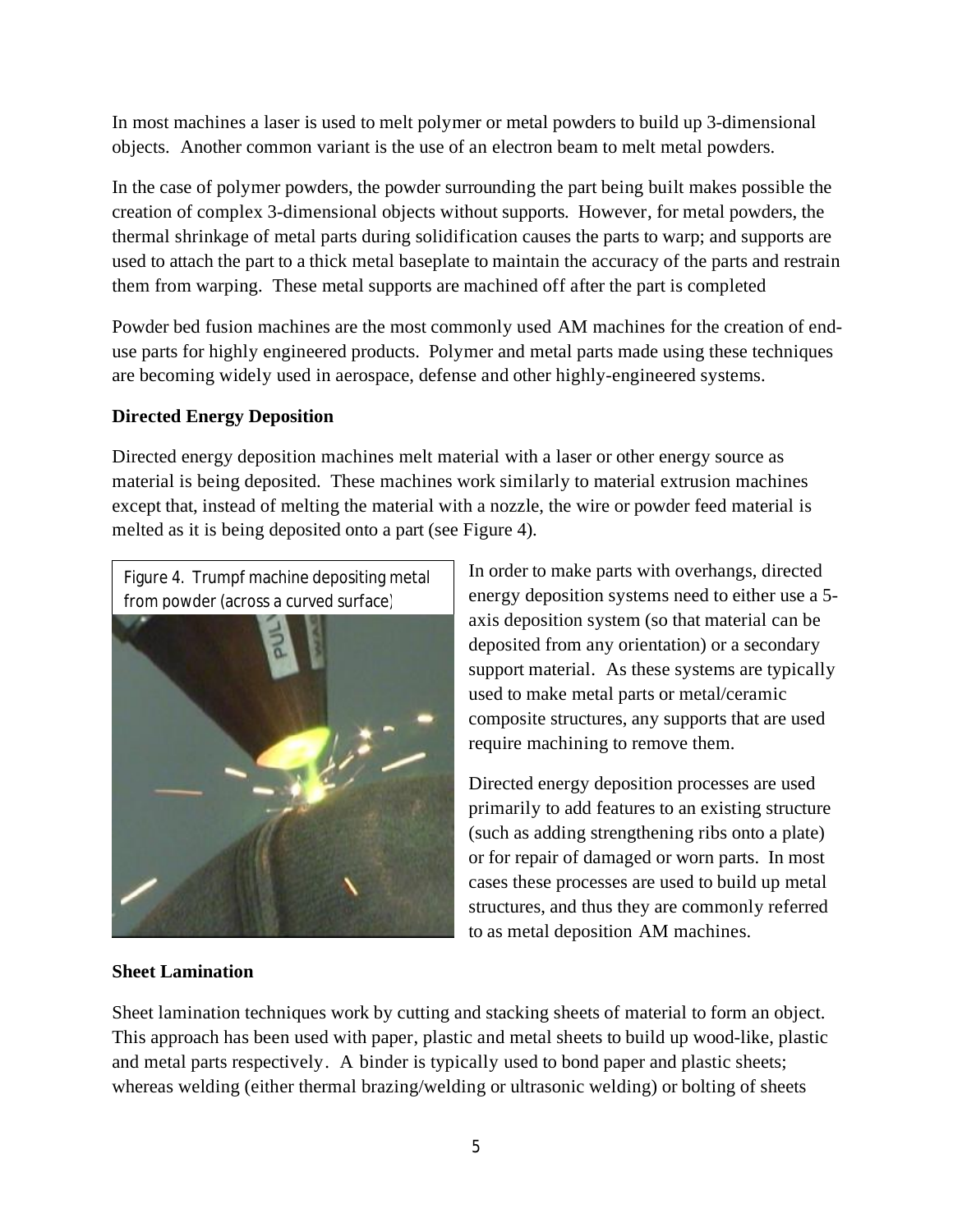In most machines a laser is used to melt polymer or metal powders to build up 3-dimensional objects. Another common variant is the use of an electron beam to melt metal powders.

In the case of polymer powders, the powder surrounding the part being built makes possible the creation of complex 3-dimensional objects without supports. However, for metal powders, the thermal shrinkage of metal parts during solidification causes the parts to warp; and supports are used to attach the part to a thick metal baseplate to maintain the accuracy of the parts and restrain them from warping. These metal supports are machined off after the part is completed

Powder bed fusion machines are the most commonly used AM machines for the creation of end-use parts for highly engineered products. Polymer and metal parts made using these techniques are becoming widely used in aerospace, defense and other highly-engineered systems.

**Directed Energy Deposition**

Directed energy deposition machines melt material with a laser or other energy source as material is being deposited. These machines work similarly to material extrusion machines except that, instead of melting the material with a nozzle, the wire or powder feed material is melted as it is being deposited onto a part (see Figure 4).

Figure 4. Trumpf machine depositing metal from powder (across a curved surface)

In order to make parts with overhangs, directed energy deposition systems need to either use a 5-axis deposition system (so that material can be deposited from any orientation) or a secondary support material. As these systems are typically used to make metal parts or metal/ceramic composite structures, any supports that are used require machining to remove them.

Directed energy deposition processes are used primarily to add features to an existing structure (such as adding strengthening ribs onto a plate) or for repair of damaged or worn parts. In most cases these processes are used to build up metal structures, and thus they are commonly referred to as metal deposition AM machines.

**Sheet Lamination**

Sheet lamination techniques work by cutting and stacking sheets of material to form an object. This approach has been used with paper, plastic and metal sheets to build up wood-like, plastic and metal parts respectively. A binder is typically used to bond paper and plastic sheets; whereas welding (either thermal brazing/welding or ultrasonic welding) or bolting of sheets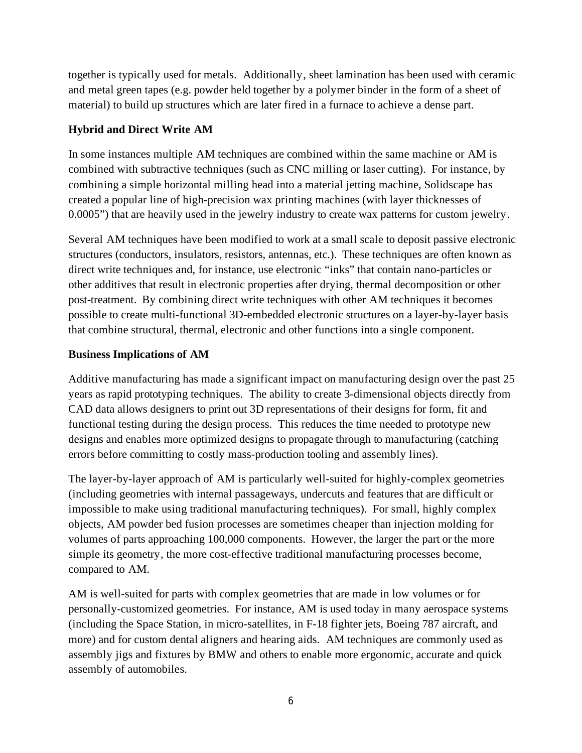together is typically used for metals. Additionally, sheet lamination has been used with ceramic and metal green tapes (e.g. powder held together by a polymer binder in the form of a sheet of material) to build up structures which are later fired in a furnace to achieve a dense part.

**Hybrid and Direct Write AM**

In some instances multiple AM techniques are combined within the same machine or AM is combined with subtractive techniques (such as CNC milling or laser cutting). For instance, by combining a simple horizontal milling head into a material jetting machine, Solidscape has created a popular line of high-precision wax printing machines (with layer thicknesses of 0.0005") that are heavily used in the jewelry industry to create wax patterns for custom jewelry.

Several AM techniques have been modified to work at a small scale to deposit passive electronic structures (conductors, insulators, resistors, antennas, etc.). These techniques are often known as direct write techniques and, for instance, use electronic "inks" that contain nano-particles or other additives that result in electronic properties after drying, thermal decomposition or other post-treatment. By combining direct write techniques with other AM techniques it becomes possible to create multi-functional 3D-embedded electronic structures on a layer-by-layer basis that combine structural, thermal, electronic and other functions into a single component.

**Business Implications of AM**

Additive manufacturing has made a significant impact on manufacturing design over the past 25 years as rapid prototyping techniques. The ability to create 3-dimensional objects directly from CAD data allows designers to print out 3D representations of their designs for form, fit and functional testing during the design process. This reduces the time needed to prototype new designs and enables more optimized designs to propagate through to manufacturing (catching errors before committing to costly mass-production tooling and assembly lines).

The layer-by-layer approach of AM is particularly well-suited for highly-complex geometries (including geometries with internal passageways, undercuts and features that are difficult or impossible to make using traditional manufacturing techniques). For small, highly complex objects, AM powder bed fusion processes are sometimes cheaper than injection molding for volumes of parts approaching 100,000 components. However, the larger the part or the more simple its geometry, the more cost-effective traditional manufacturing processes become, compared to AM.

AM is well-suited for parts with complex geometries that are made in low volumes or for personally-customized geometries. For instance, AM is used today in many aerospace systems (including the Space Station, in micro-satellites, in F-18 fighter jets, Boeing 787 aircraft, and more) and for custom dental aligners and hearing aids. AM techniques are commonly used as assembly jigs and fixtures by BMW and others to enable more ergonomic, accurate and quick assembly of automobiles.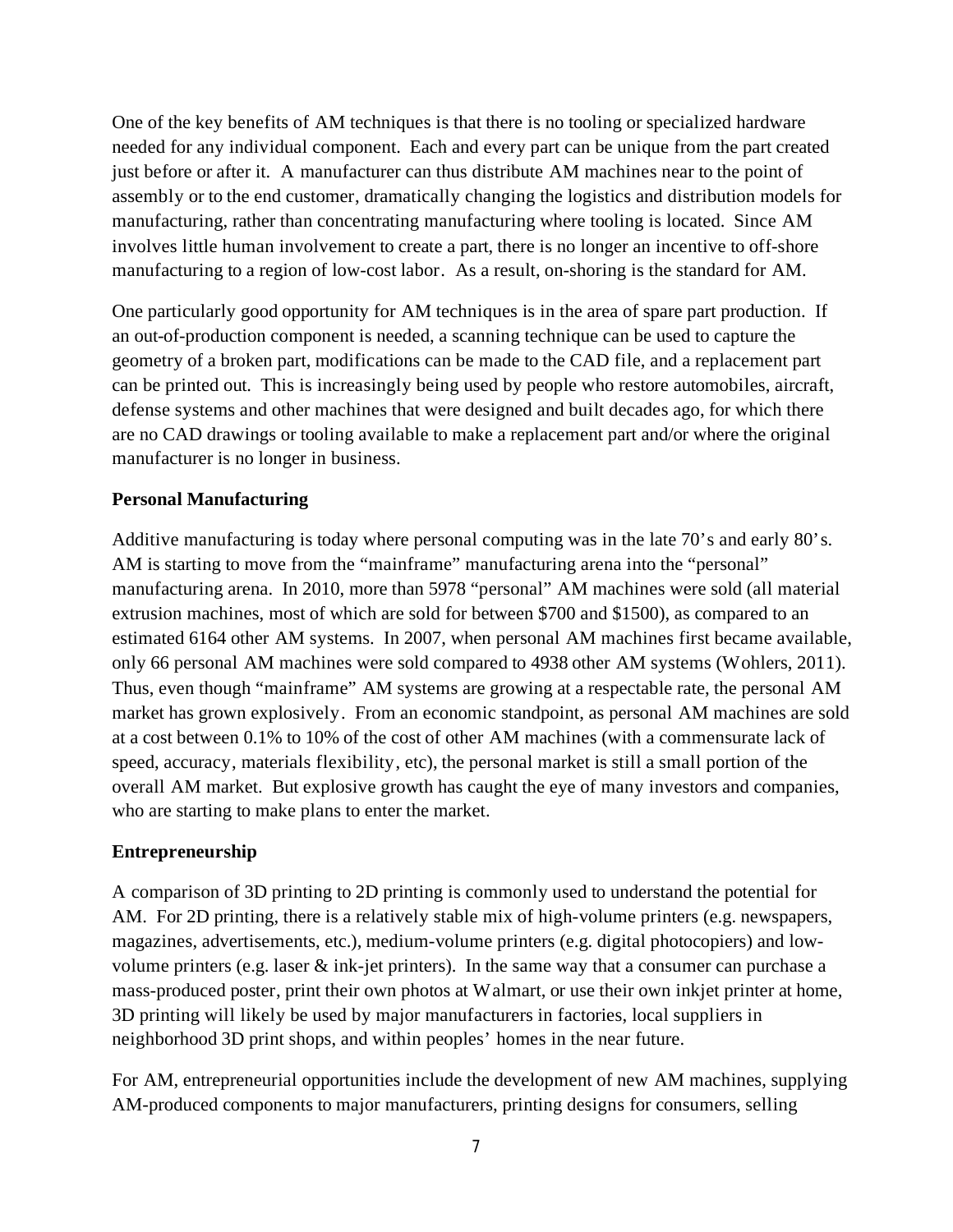One of the key benefits of AM techniques is that there is no tooling or specialized hardware needed for any individual component. Each and every part can be unique from the part created just before or after it. A manufacturer can thus distribute AM machines near to the point of assembly or to the end customer, dramatically changing the logistics and distribution models for manufacturing, rather than concentrating manufacturing where tooling is located. Since AM involves little human involvement to create a part, there is no longer an incentive to off-shore manufacturing to a region of low-cost labor. As a result, on-shoring is the standard for AM.

One particularly good opportunity for AM techniques is in the area of spare part production. If an out-of-production component is needed, a scanning technique can be used to capture the geometry of a broken part, modifications can be made to the CAD file, and a replacement part can be printed out. This is increasingly being used by people who restore automobiles, aircraft, defense systems and other machines that were designed and built decades ago, for which there are no CAD drawings or tooling available to make a replacement part and/or where the original manufacturer is no longer in business.

**Personal Manufacturing**

Additive manufacturing is today where personal computing was in the late 70's and early 80's. AM is starting to move from the "mainframe" manufacturing arena into the "personal" manufacturing arena. In 2010, more than 5978 "personal" AM machines were sold (all material extrusion machines, most of which are sold for between $700 and $1500), as compared to an estimated 6164 other AM systems. In 2007, when personal AM machines first became available, only 66 personal AM machines were sold compared to 4938 other AM systems (Wohlers, 2011). Thus, even though "mainframe" AM systems are growing at a respectable rate, the personal AM market has grown explosively. From an economic standpoint, as personal AM machines are sold at a cost between 0.1% to 10% of the cost of other AM machines (with a commensurate lack of speed, accuracy, materials flexibility, etc), the personal market is still a small portion of the overall AM market. But explosive growth has caught the eye of many investors and companies, who are starting to make plans to enter the market.

**Entrepreneurship**

A comparison of 3D printing to 2D printing is commonly used to understand the potential for AM. For 2D printing, there is a relatively stable mix of high-volume printers (e.g. newspapers, magazines, advertisements, etc.), medium-volume printers (e.g. digital photocopiers) and low-volume printers (e.g. laser & ink-jet printers). In the same way that a consumer can purchase a mass-produced poster, print their own photos at Walmart, or use their own inkjet printer at home, 3D printing will likely be used by major manufacturers in factories, local suppliers in neighborhood 3D print shops, and within peoples' homes in the near future.

For AM, entrepreneurial opportunities include the development of new AM machines, supplying AM-produced components to major manufacturers, printing designs for consumers, selling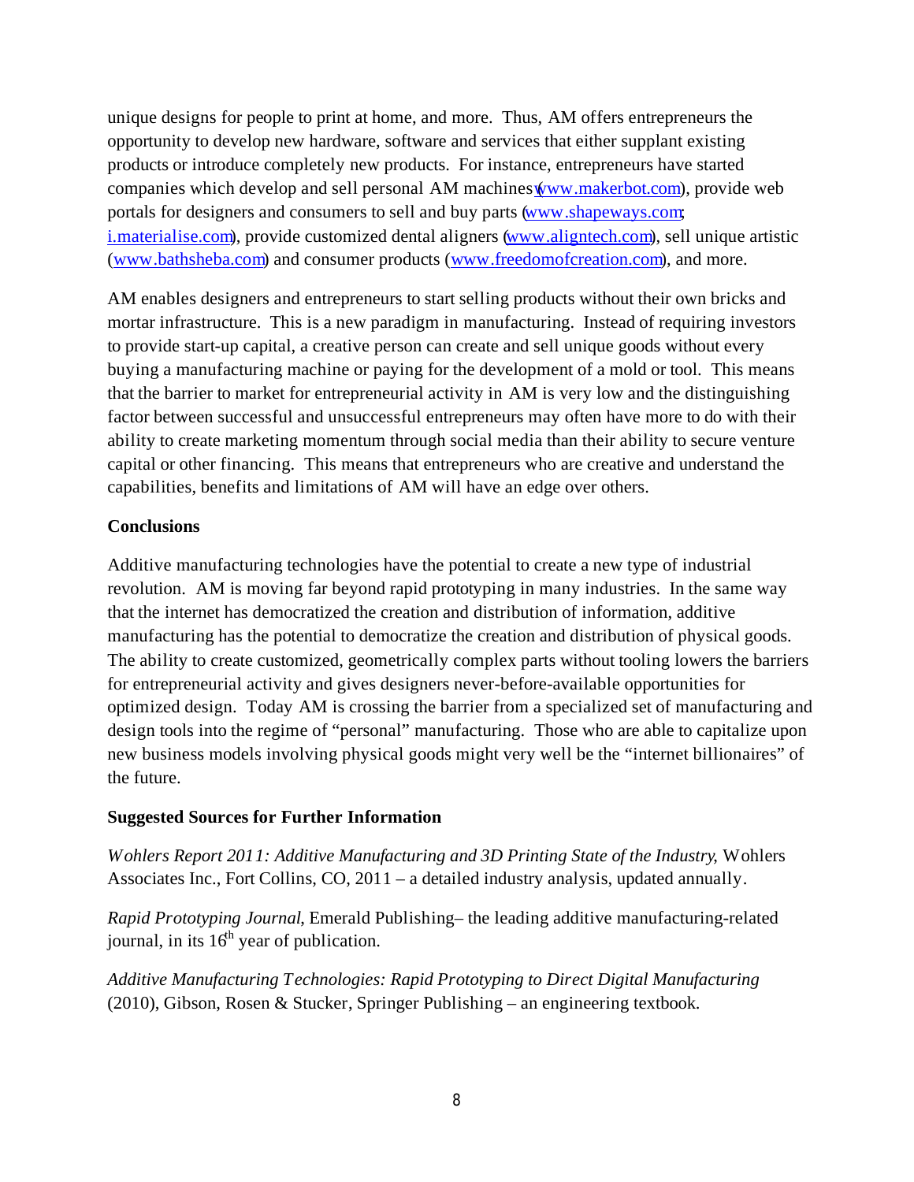unique designs for people to print at home, and more. Thus, AM offers entrepreneurs the opportunity to develop new hardware, software and services that either supplant existing products or introduce completely new products. For instance, entrepreneurs have started companies which develop and sell personal AM machines (www.makerbot.com), provide web portals for designers and consumers to sell and buy parts (www.shapeways.com; i.materialise.com), provide customized dental aligners (www.aligntech.com), sell unique artistic (www.bathsheba.com) and consumer products (www.freedomofcreation.com), and more.

AM enables designers and entrepreneurs to start selling products without their own bricks and mortar infrastructure. This is a new paradigm in manufacturing. Instead of requiring investors to provide start-up capital, a creative person can create and sell unique goods without every buying a manufacturing machine or paying for the development of a mold or tool. This means that the barrier to market for entrepreneurial activity in AM is very low and the distinguishing factor between successful and unsuccessful entrepreneurs may often have more to do with their ability to create marketing momentum through social media than their ability to secure venture capital or other financing. This means that entrepreneurs who are creative and understand the capabilities, benefits and limitations of AM will have an edge over others.

**Conclusions**

Additive manufacturing technologies have the potential to create a new type of industrial revolution. AM is moving far beyond rapid prototyping in many industries. In the same way that the internet has democratized the creation and distribution of information, additive manufacturing has the potential to democratize the creation and distribution of physical goods. The ability to create customized, geometrically complex parts without tooling lowers the barriers for entrepreneurial activity and gives designers never-before-available opportunities for optimized design. Today AM is crossing the barrier from a specialized set of manufacturing and design tools into the regime of "personal" manufacturing. Those who are able to capitalize upon new business models involving physical goods might very well be the "internet billionaires" of the future.

**Suggested Sources for Further Information**

*Wohlers Report 2011: Additive Manufacturing and 3D Printing State of the Industry*, Wohlers Associates Inc., Fort Collins, CO, 2011 – a detailed industry analysis, updated annually.

*Rapid Prototyping Journal*, Emerald Publishing– the leading additive manufacturing-related journal, in its 16th year of publication.

*Additive Manufacturing Technologies: Rapid Prototyping to Direct Digital Manufacturing* (2010), Gibson, Rosen & Stucker, Springer Publishing – an engineering textbook.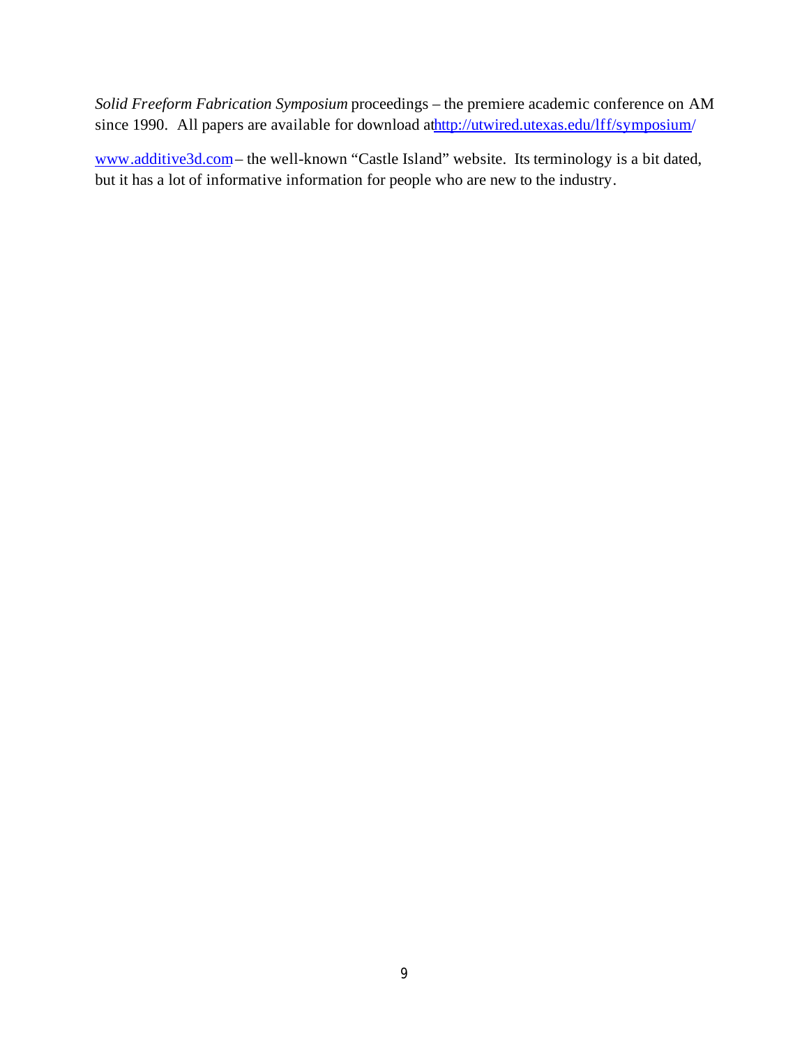*Solid Freeform Fabrication Symposium* proceedings – the premiere academic conference on AM since 1990. All papers are available for download at[http://utwired.utexas.edu/lff/symposium/](http://utwired.utexas.edu/lff/symposium/)

[www.additive3d.com](http://www.additive3d.com) – the well-known "Castle Island" website. Its terminology is a bit dated, but it has a lot of informative information for people who are new to the industry.